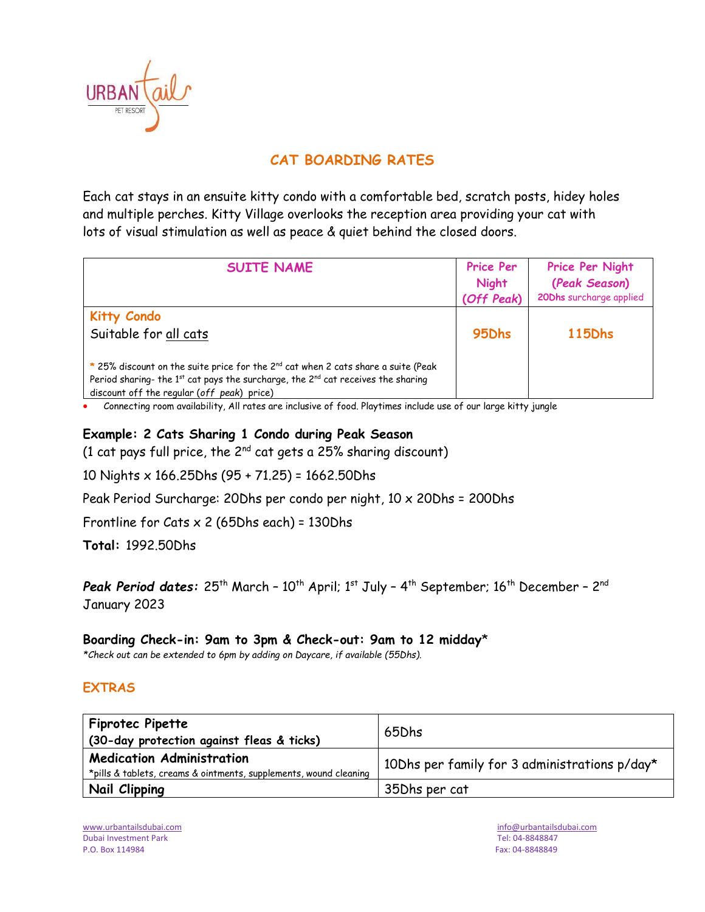URBAN tails PET RESORT

# CAT BOARDING RATES

Each cat stays in an ensuite kitty condo with a comfortable bed, scratch posts, hidey holes and multiple perches. Kitty Village overlooks the reception area providing your cat with lots of visual stimulation as well as peace & quiet behind the closed doors.

| SUITE NAME | Price Per Night *(Off Peak)* | Price Per Night *(Peak Season)* 20Dhs surcharge applied |
|---|---|---|
| **Kitty Condo**<br>Suitable for all cats<br><br>* 25% discount on the suite price for the 2nd cat when 2 cats share a suite (Peak Period sharing- the 1st cat pays the surcharge, the 2nd cat receives the sharing discount off the regular (*off peak*) price) | **95Dhs** | **115Dhs** |

- Connecting room availability, All rates are inclusive of food. Playtimes include use of our large kitty jungle

**Example: 2 Cats Sharing 1 Condo during Peak Season**
(1 cat pays full price, the 2nd cat gets a 25% sharing discount)

10 Nights x 166.25Dhs (95 + 71.25) = 1662.50Dhs

Peak Period Surcharge: 20Dhs per condo per night, 10 x 20Dhs = 200Dhs

Frontline for Cats x 2 (65Dhs each) = 130Dhs

**Total:** 1992.50Dhs

***Peak Period dates:*** 25th March – 10th April; 1st July – 4th September; 16th December – 2nd January 2023

**Boarding Check-in: 9am to 3pm & Check-out: 9am to 12 midday***
*\*Check out can be extended to 6pm by adding on Daycare, if available (55Dhs).*

## EXTRAS

| | |
|---|---|
| **Fiprotec Pipette**<br>**(30-day protection against fleas & ticks)** | 65Dhs |
| **Medication Administration**<br>*pills & tablets, creams & ointments, supplements, wound cleaning | 10Dhs per family for 3 administrations p/day* |
| **Nail Clipping** | 35Dhs per cat |

www.urbantailsdubai.com
Dubai Investment Park
P.O. Box 114984

info@urbantailsdubai.com
Tel: 04-8848847
Fax: 04-8848849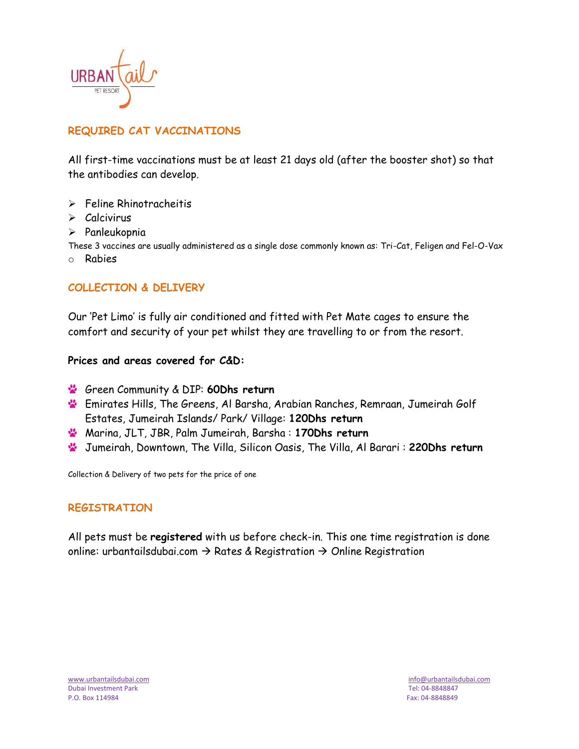URBAN tails PET RESORT

## REQUIRED CAT VACCINATIONS

All first-time vaccinations must be at least 21 days old (after the booster shot) so that the antibodies can develop.

- Feline Rhinotracheitis
- Calcivirus
- Panleukopnia

These 3 vaccines are usually administered as a single dose commonly known as: Tri-Cat, Feligen and Fel-O-Vax

- Rabies

## COLLECTION & DELIVERY

Our 'Pet Limo' is fully air conditioned and fitted with Pet Mate cages to ensure the comfort and security of your pet whilst they are travelling to or from the resort.

**Prices and areas covered for C&D:**

- Green Community & DIP: **60Dhs return**
- Emirates Hills, The Greens, Al Barsha, Arabian Ranches, Remraan, Jumeirah Golf Estates, Jumeirah Islands/ Park/ Village: **120Dhs return**
- Marina, JLT, JBR, Palm Jumeirah, Barsha : **170Dhs return**
- Jumeirah, Downtown, The Villa, Silicon Oasis, The Villa, Al Barari : **220Dhs return**

Collection & Delivery of two pets for the price of one

## REGISTRATION

All pets must be **registered** with us before check-in. This one time registration is done online: urbantailsdubai.com → Rates & Registration → Online Registration

www.urbantailsdubai.com
Dubai Investment Park
P.O. Box 114984

info@urbantailsdubai.com
Tel: 04-8848847
Fax: 04-8848849